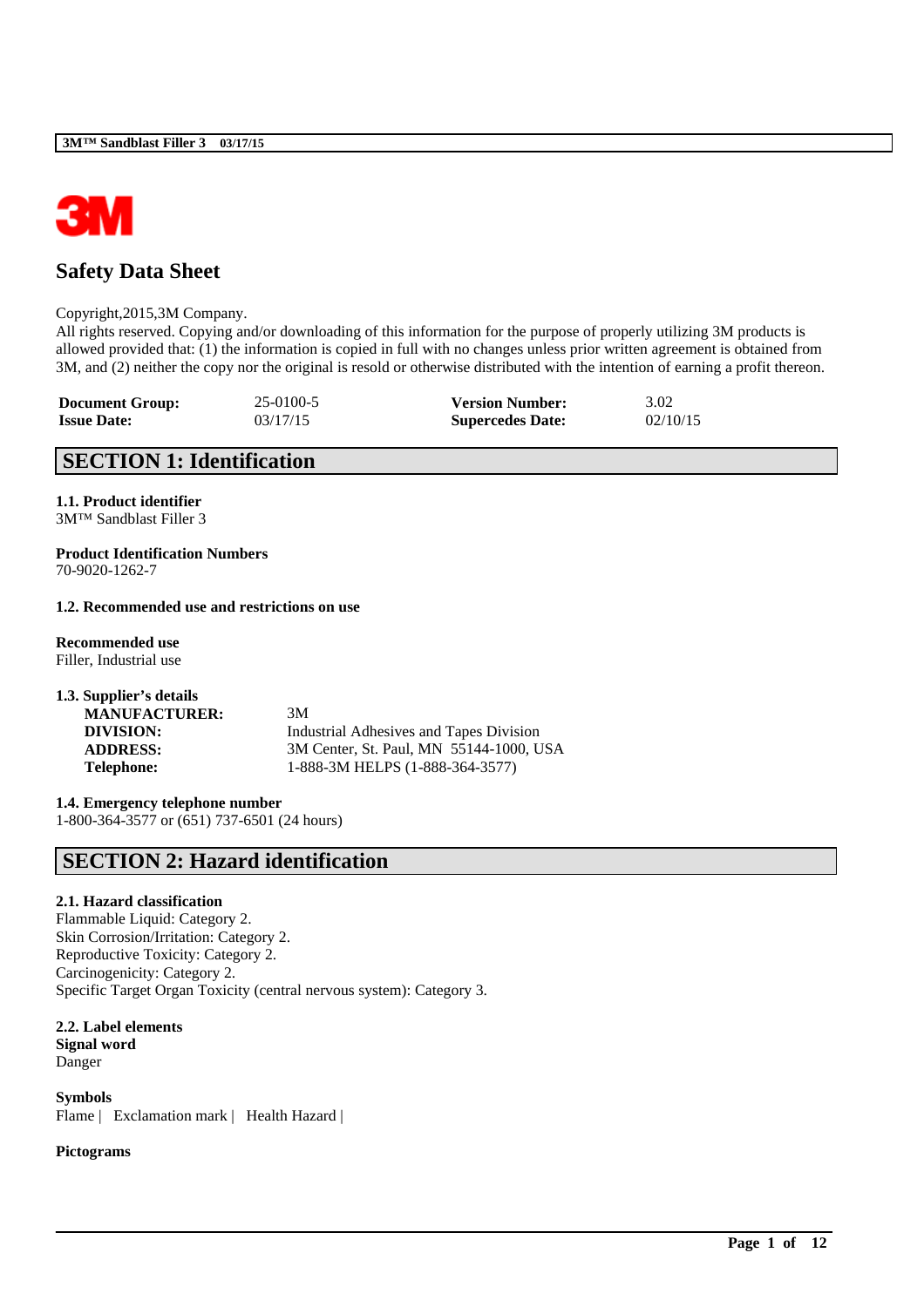# Safety Data Sheet

Copyright,2015,3M Company.
All rights reserved. Copying and/or downloading of this information for the purpose of properly utilizing 3M products is allowed provided that: (1) the information is copied in full with no changes unless prior written agreement is obtained from 3M, and (2) neither the copy nor the original is resold or otherwise distributed with the intention of earning a profit thereon.

| | | | |
|---|---|---|---|
| **Document Group:** | 25-0100-5 | **Version Number:** | 3.02 |
| **Issue Date:** | 03/17/15 | **Supercedes Date:** | 02/10/15 |

## SECTION 1: Identification

**1.1. Product identifier**
3M™ Sandblast Filler 3

**Product Identification Numbers**
70-9020-1262-7

**1.2. Recommended use and restrictions on use**

**Recommended use**
Filler, Industrial use

**1.3. Supplier's details**

| | |
|---|---|
| **MANUFACTURER:** | 3M |
| **DIVISION:** | Industrial Adhesives and Tapes Division |
| **ADDRESS:** | 3M Center, St. Paul, MN 55144-1000, USA |
| **Telephone:** | 1-888-3M HELPS (1-888-364-3577) |

**1.4. Emergency telephone number**
1-800-364-3577 or (651) 737-6501 (24 hours)

## SECTION 2: Hazard identification

**2.1. Hazard classification**
Flammable Liquid: Category 2.
Skin Corrosion/Irritation: Category 2.
Reproductive Toxicity: Category 2.
Carcinogenicity: Category 2.
Specific Target Organ Toxicity (central nervous system): Category 3.

**2.2. Label elements**
**Signal word**
Danger

**Symbols**
Flame | Exclamation mark | Health Hazard |

**Pictograms**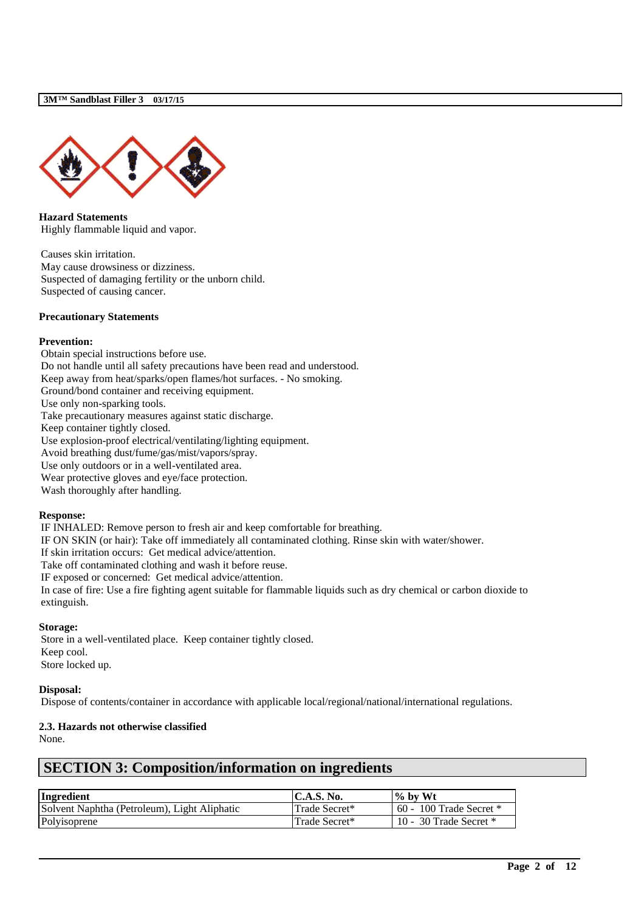**Hazard Statements**

Highly flammable liquid and vapor.

Causes skin irritation.
May cause drowsiness or dizziness.
Suspected of damaging fertility or the unborn child.
Suspected of causing cancer.

**Precautionary Statements**

**Prevention:**

Obtain special instructions before use.
Do not handle until all safety precautions have been read and understood.
Keep away from heat/sparks/open flames/hot surfaces. - No smoking.
Ground/bond container and receiving equipment.
Use only non-sparking tools.
Take precautionary measures against static discharge.
Keep container tightly closed.
Use explosion-proof electrical/ventilating/lighting equipment.
Avoid breathing dust/fume/gas/mist/vapors/spray.
Use only outdoors or in a well-ventilated area.
Wear protective gloves and eye/face protection.
Wash thoroughly after handling.

**Response:**

IF INHALED: Remove person to fresh air and keep comfortable for breathing.
IF ON SKIN (or hair): Take off immediately all contaminated clothing. Rinse skin with water/shower.
If skin irritation occurs: Get medical advice/attention.
Take off contaminated clothing and wash it before reuse.
IF exposed or concerned: Get medical advice/attention.
In case of fire: Use a fire fighting agent suitable for flammable liquids such as dry chemical or carbon dioxide to extinguish.

**Storage:**

Store in a well-ventilated place. Keep container tightly closed.
Keep cool.
Store locked up.

**Disposal:**

Dispose of contents/container in accordance with applicable local/regional/national/international regulations.

**2.3. Hazards not otherwise classified**

None.

## SECTION 3: Composition/information on ingredients

| Ingredient | C.A.S. No. | % by Wt |
|---|---|---|
| Solvent Naphtha (Petroleum), Light Aliphatic | Trade Secret* | 60 - 100 Trade Secret * |
| Polyisoprene | Trade Secret* | 10 - 30 Trade Secret * |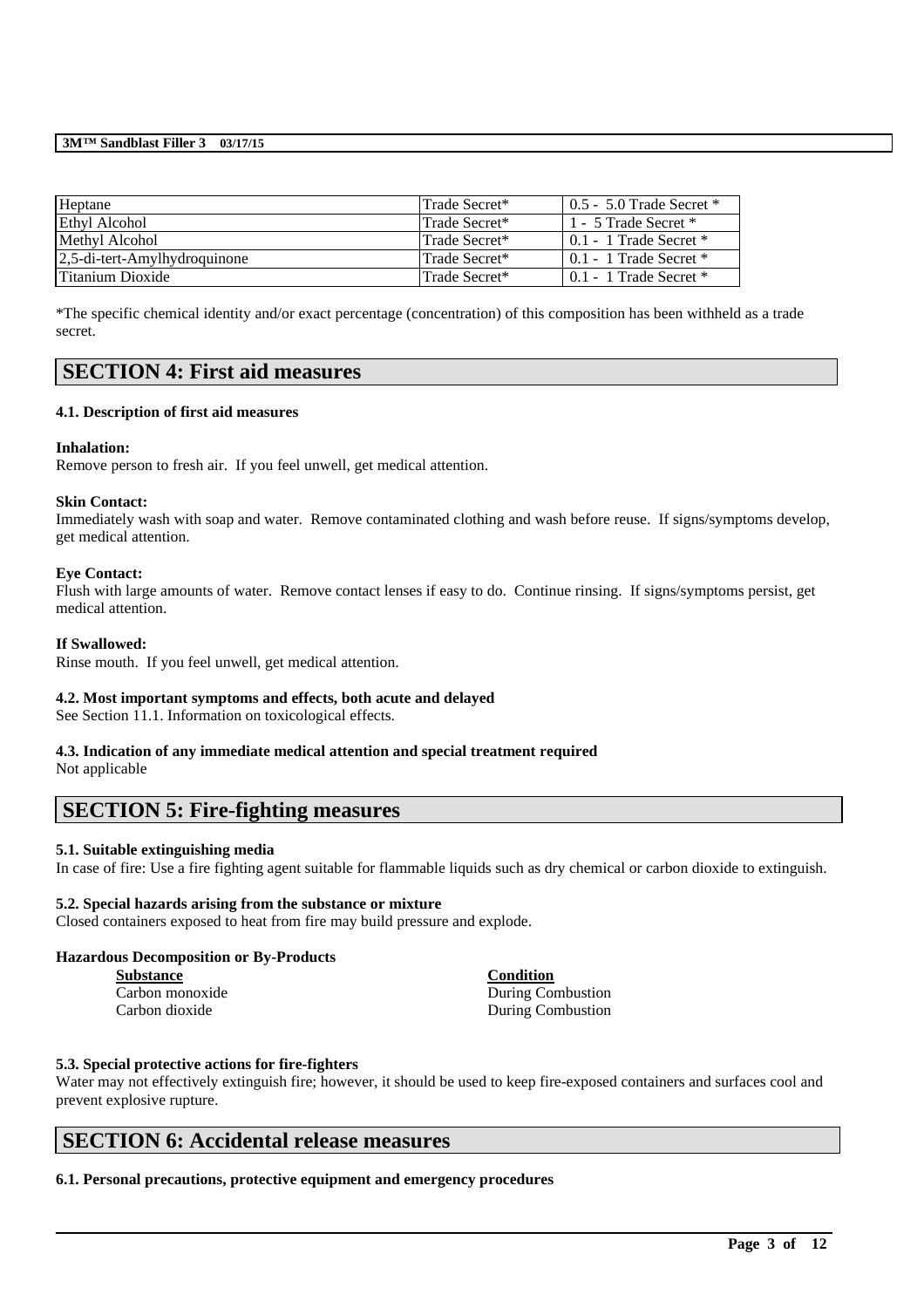| Heptane | Trade Secret* | 0.5 - 5.0 Trade Secret * |
|---|---|---|
| Ethyl Alcohol | Trade Secret* | 1 - 5 Trade Secret * |
| Methyl Alcohol | Trade Secret* | 0.1 - 1 Trade Secret * |
| 2,5-di-tert-Amylhydroquinone | Trade Secret* | 0.1 - 1 Trade Secret * |
| Titanium Dioxide | Trade Secret* | 0.1 - 1 Trade Secret * |

*The specific chemical identity and/or exact percentage (concentration) of this composition has been withheld as a trade secret.

## SECTION 4: First aid measures

### 4.1. Description of first aid measures

**Inhalation:**
Remove person to fresh air. If you feel unwell, get medical attention.

**Skin Contact:**
Immediately wash with soap and water. Remove contaminated clothing and wash before reuse. If signs/symptoms develop, get medical attention.

**Eye Contact:**
Flush with large amounts of water. Remove contact lenses if easy to do. Continue rinsing. If signs/symptoms persist, get medical attention.

**If Swallowed:**
Rinse mouth. If you feel unwell, get medical attention.

### 4.2. Most important symptoms and effects, both acute and delayed
See Section 11.1. Information on toxicological effects.

### 4.3. Indication of any immediate medical attention and special treatment required
Not applicable

## SECTION 5: Fire-fighting measures

### 5.1. Suitable extinguishing media
In case of fire: Use a fire fighting agent suitable for flammable liquids such as dry chemical or carbon dioxide to extinguish.

### 5.2. Special hazards arising from the substance or mixture
Closed containers exposed to heat from fire may build pressure and explode.

**Hazardous Decomposition or By-Products**

| Substance | Condition |
|---|---|
| Carbon monoxide | During Combustion |
| Carbon dioxide | During Combustion |

### 5.3. Special protective actions for fire-fighters
Water may not effectively extinguish fire; however, it should be used to keep fire-exposed containers and surfaces cool and prevent explosive rupture.

## SECTION 6: Accidental release measures

### 6.1. Personal precautions, protective equipment and emergency procedures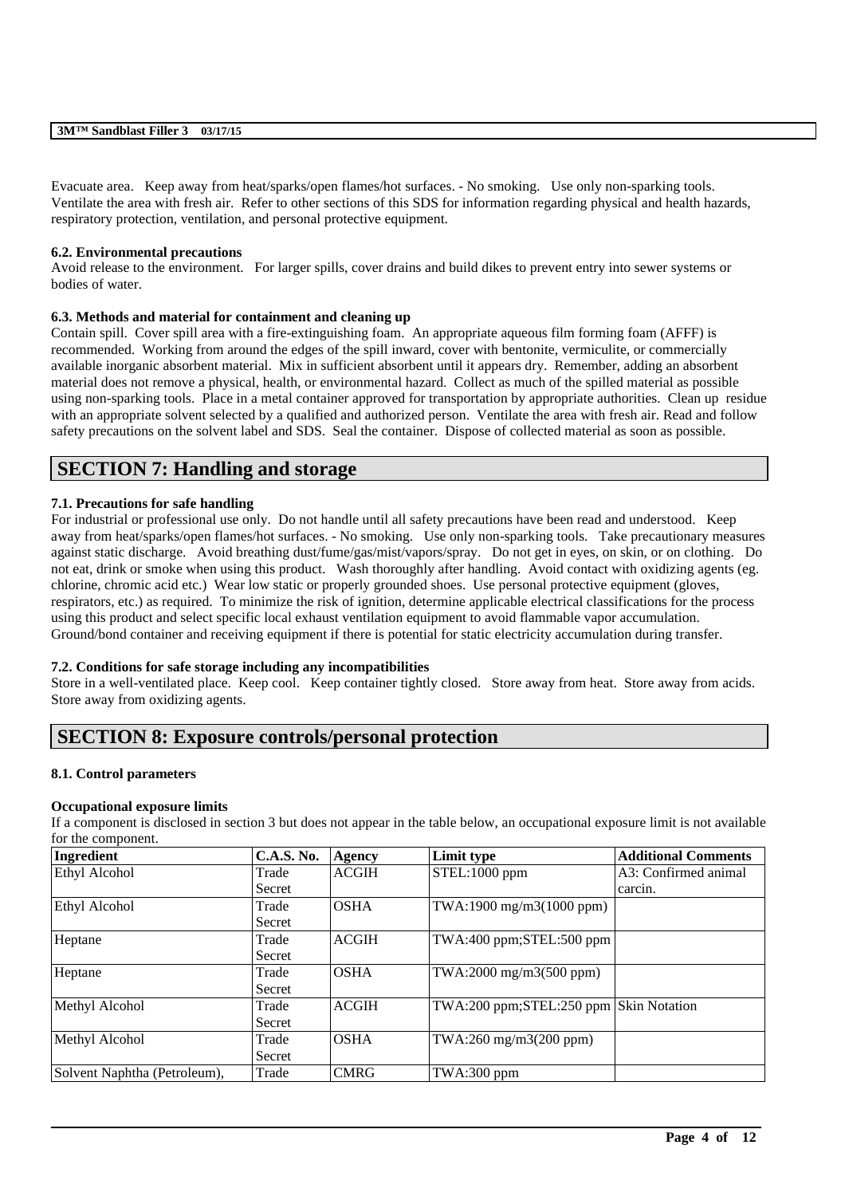Evacuate area. Keep away from heat/sparks/open flames/hot surfaces. - No smoking. Use only non-sparking tools. Ventilate the area with fresh air. Refer to other sections of this SDS for information regarding physical and health hazards, respiratory protection, ventilation, and personal protective equipment.

### 6.2. Environmental precautions

Avoid release to the environment. For larger spills, cover drains and build dikes to prevent entry into sewer systems or bodies of water.

### 6.3. Methods and material for containment and cleaning up

Contain spill. Cover spill area with a fire-extinguishing foam. An appropriate aqueous film forming foam (AFFF) is recommended. Working from around the edges of the spill inward, cover with bentonite, vermiculite, or commercially available inorganic absorbent material. Mix in sufficient absorbent until it appears dry. Remember, adding an absorbent material does not remove a physical, health, or environmental hazard. Collect as much of the spilled material as possible using non-sparking tools. Place in a metal container approved for transportation by appropriate authorities. Clean up residue with an appropriate solvent selected by a qualified and authorized person. Ventilate the area with fresh air. Read and follow safety precautions on the solvent label and SDS. Seal the container. Dispose of collected material as soon as possible.

# SECTION 7: Handling and storage

### 7.1. Precautions for safe handling

For industrial or professional use only. Do not handle until all safety precautions have been read and understood. Keep away from heat/sparks/open flames/hot surfaces. - No smoking. Use only non-sparking tools. Take precautionary measures against static discharge. Avoid breathing dust/fume/gas/mist/vapors/spray. Do not get in eyes, on skin, or on clothing. Do not eat, drink or smoke when using this product. Wash thoroughly after handling. Avoid contact with oxidizing agents (eg. chlorine, chromic acid etc.) Wear low static or properly grounded shoes. Use personal protective equipment (gloves, respirators, etc.) as required. To minimize the risk of ignition, determine applicable electrical classifications for the process using this product and select specific local exhaust ventilation equipment to avoid flammable vapor accumulation. Ground/bond container and receiving equipment if there is potential for static electricity accumulation during transfer.

### 7.2. Conditions for safe storage including any incompatibilities

Store in a well-ventilated place. Keep cool. Keep container tightly closed. Store away from heat. Store away from acids. Store away from oxidizing agents.

# SECTION 8: Exposure controls/personal protection

### 8.1. Control parameters

**Occupational exposure limits**

If a component is disclosed in section 3 but does not appear in the table below, an occupational exposure limit is not available for the component.

| Ingredient | C.A.S. No. | Agency | Limit type | Additional Comments |
|---|---|---|---|---|
| Ethyl Alcohol | Trade Secret | ACGIH | STEL:1000 ppm | A3: Confirmed animal carcin. |
| Ethyl Alcohol | Trade Secret | OSHA | TWA:1900 mg/m3(1000 ppm) | |
| Heptane | Trade Secret | ACGIH | TWA:400 ppm;STEL:500 ppm | |
| Heptane | Trade Secret | OSHA | TWA:2000 mg/m3(500 ppm) | |
| Methyl Alcohol | Trade Secret | ACGIH | TWA:200 ppm;STEL:250 ppm | Skin Notation |
| Methyl Alcohol | Trade Secret | OSHA | TWA:260 mg/m3(200 ppm) | |
| Solvent Naphtha (Petroleum), | Trade | CMRG | TWA:300 ppm | |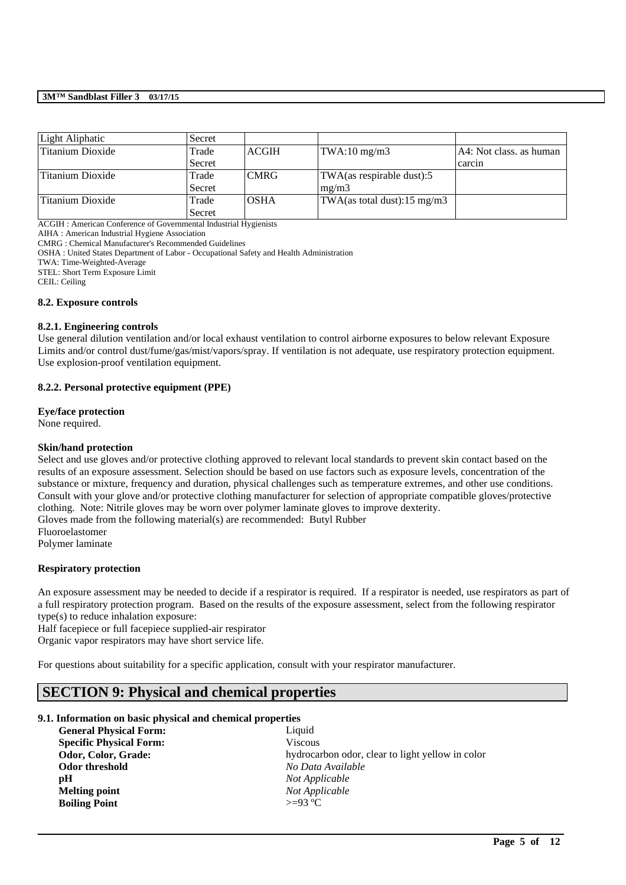| Light Aliphatic | Secret | | | |
|---|---|---|---|---|
| Titanium Dioxide | Trade Secret | ACGIH | TWA:10 mg/m3 | A4: Not class. as human carcin |
| Titanium Dioxide | Trade Secret | CMRG | TWA(as respirable dust):5 mg/m3 | |
| Titanium Dioxide | Trade Secret | OSHA | TWA(as total dust):15 mg/m3 | |

ACGIH : American Conference of Governmental Industrial Hygienists
AIHA : American Industrial Hygiene Association
CMRG : Chemical Manufacturer's Recommended Guidelines
OSHA : United States Department of Labor - Occupational Safety and Health Administration
TWA: Time-Weighted-Average
STEL: Short Term Exposure Limit
CEIL: Ceiling

**8.2. Exposure controls**

**8.2.1. Engineering controls**

Use general dilution ventilation and/or local exhaust ventilation to control airborne exposures to below relevant Exposure Limits and/or control dust/fume/gas/mist/vapors/spray. If ventilation is not adequate, use respiratory protection equipment. Use explosion-proof ventilation equipment.

**8.2.2. Personal protective equipment (PPE)**

**Eye/face protection**

None required.

**Skin/hand protection**

Select and use gloves and/or protective clothing approved to relevant local standards to prevent skin contact based on the results of an exposure assessment. Selection should be based on use factors such as exposure levels, concentration of the substance or mixture, frequency and duration, physical challenges such as temperature extremes, and other use conditions. Consult with your glove and/or protective clothing manufacturer for selection of appropriate compatible gloves/protective clothing. Note: Nitrile gloves may be worn over polymer laminate gloves to improve dexterity.
Gloves made from the following material(s) are recommended: Butyl Rubber
Fluoroelastomer
Polymer laminate

**Respiratory protection**

An exposure assessment may be needed to decide if a respirator is required. If a respirator is needed, use respirators as part of a full respiratory protection program. Based on the results of the exposure assessment, select from the following respirator type(s) to reduce inhalation exposure:
Half facepiece or full facepiece supplied-air respirator
Organic vapor respirators may have short service life.

For questions about suitability for a specific application, consult with your respirator manufacturer.

# SECTION 9: Physical and chemical properties

**9.1. Information on basic physical and chemical properties**

| | |
|---|---|
| **General Physical Form:** | Liquid |
| **Specific Physical Form:** | Viscous |
| **Odor, Color, Grade:** | hydrocarbon odor, clear to light yellow in color |
| **Odor threshold** | *No Data Available* |
| **pH** | *Not Applicable* |
| **Melting point** | *Not Applicable* |
| **Boiling Point** | >=93 ºC |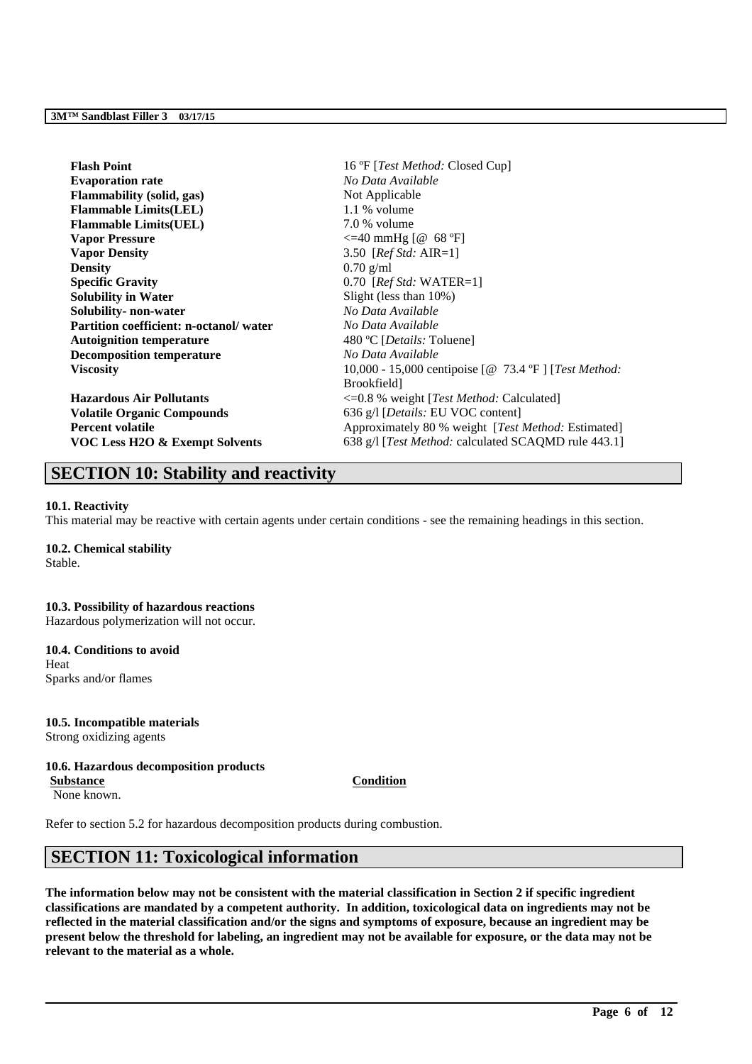| | |
|---|---|
| **Flash Point** | 16 ºF [*Test Method:* Closed Cup] |
| **Evaporation rate** | *No Data Available* |
| **Flammability (solid, gas)** | Not Applicable |
| **Flammable Limits(LEL)** | 1.1 % volume |
| **Flammable Limits(UEL)** | 7.0 % volume |
| **Vapor Pressure** | <=40 mmHg [@ 68 ºF] |
| **Vapor Density** | 3.50 [*Ref Std:* AIR=1] |
| **Density** | 0.70 g/ml |
| **Specific Gravity** | 0.70 [*Ref Std:* WATER=1] |
| **Solubility in Water** | Slight (less than 10%) |
| **Solubility- non-water** | *No Data Available* |
| **Partition coefficient: n-octanol/ water** | *No Data Available* |
| **Autoignition temperature** | 480 ºC [*Details:* Toluene] |
| **Decomposition temperature** | *No Data Available* |
| **Viscosity** | 10,000 - 15,000 centipoise [@ 73.4 ºF ] [*Test Method:* Brookfield] |
| **Hazardous Air Pollutants** | <=0.8 % weight [*Test Method:* Calculated] |
| **Volatile Organic Compounds** | 636 g/l [*Details:* EU VOC content] |
| **Percent volatile** | Approximately 80 % weight [*Test Method:* Estimated] |
| **VOC Less H2O & Exempt Solvents** | 638 g/l [*Test Method:* calculated SCAQMD rule 443.1] |

## SECTION 10: Stability and reactivity

**10.1. Reactivity**
This material may be reactive with certain agents under certain conditions - see the remaining headings in this section.

**10.2. Chemical stability**
Stable.

**10.3. Possibility of hazardous reactions**
Hazardous polymerization will not occur.

**10.4. Conditions to avoid**
Heat
Sparks and/or flames

**10.5. Incompatible materials**
Strong oxidizing agents

**10.6. Hazardous decomposition products**

| Substance | Condition |
|---|---|
| None known. | |

Refer to section 5.2 for hazardous decomposition products during combustion.

## SECTION 11: Toxicological information

**The information below may not be consistent with the material classification in Section 2 if specific ingredient classifications are mandated by a competent authority. In addition, toxicological data on ingredients may not be reflected in the material classification and/or the signs and symptoms of exposure, because an ingredient may be present below the threshold for labeling, an ingredient may not be available for exposure, or the data may not be relevant to the material as a whole.**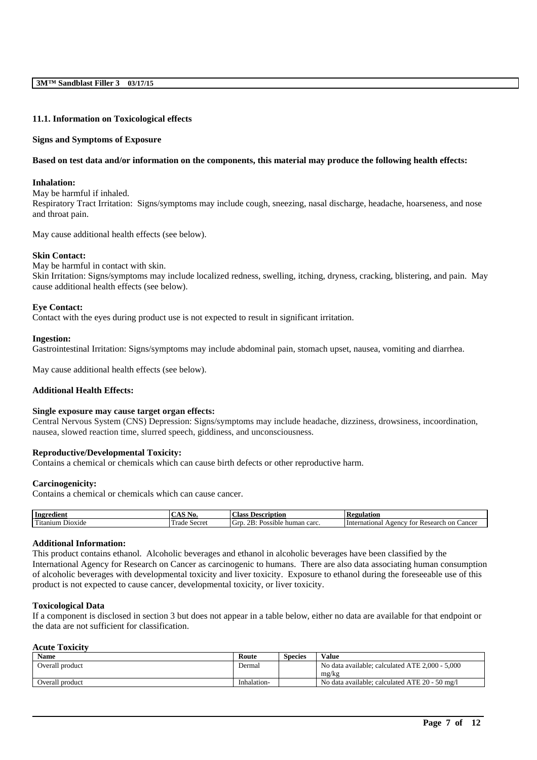### 11.1. Information on Toxicological effects

**Signs and Symptoms of Exposure**

**Based on test data and/or information on the components, this material may produce the following health effects:**

**Inhalation:**

May be harmful if inhaled.
Respiratory Tract Irritation: Signs/symptoms may include cough, sneezing, nasal discharge, headache, hoarseness, and nose and throat pain.

May cause additional health effects (see below).

**Skin Contact:**

May be harmful in contact with skin.
Skin Irritation: Signs/symptoms may include localized redness, swelling, itching, dryness, cracking, blistering, and pain. May cause additional health effects (see below).

**Eye Contact:**

Contact with the eyes during product use is not expected to result in significant irritation.

**Ingestion:**

Gastrointestinal Irritation: Signs/symptoms may include abdominal pain, stomach upset, nausea, vomiting and diarrhea.

May cause additional health effects (see below).

**Additional Health Effects:**

**Single exposure may cause target organ effects:**

Central Nervous System (CNS) Depression: Signs/symptoms may include headache, dizziness, drowsiness, incoordination, nausea, slowed reaction time, slurred speech, giddiness, and unconsciousness.

**Reproductive/Developmental Toxicity:**

Contains a chemical or chemicals which can cause birth defects or other reproductive harm.

**Carcinogenicity:**

Contains a chemical or chemicals which can cause cancer.

| Ingredient | CAS No. | Class Description | Regulation |
|---|---|---|---|
| Titanium Dioxide | Trade Secret | Grp. 2B: Possible human carc. | International Agency for Research on Cancer |

**Additional Information:**

This product contains ethanol. Alcoholic beverages and ethanol in alcoholic beverages have been classified by the International Agency for Research on Cancer as carcinogenic to humans. There are also data associating human consumption of alcoholic beverages with developmental toxicity and liver toxicity. Exposure to ethanol during the foreseeable use of this product is not expected to cause cancer, developmental toxicity, or liver toxicity.

**Toxicological Data**

If a component is disclosed in section 3 but does not appear in a table below, either no data are available for that endpoint or the data are not sufficient for classification.

**Acute Toxicity**

| Name | Route | Species | Value |
|---|---|---|---|
| Overall product | Dermal | | No data available; calculated ATE 2,000 - 5,000 mg/kg |
| Overall product | Inhalation- | | No data available; calculated ATE 20 - 50 mg/l |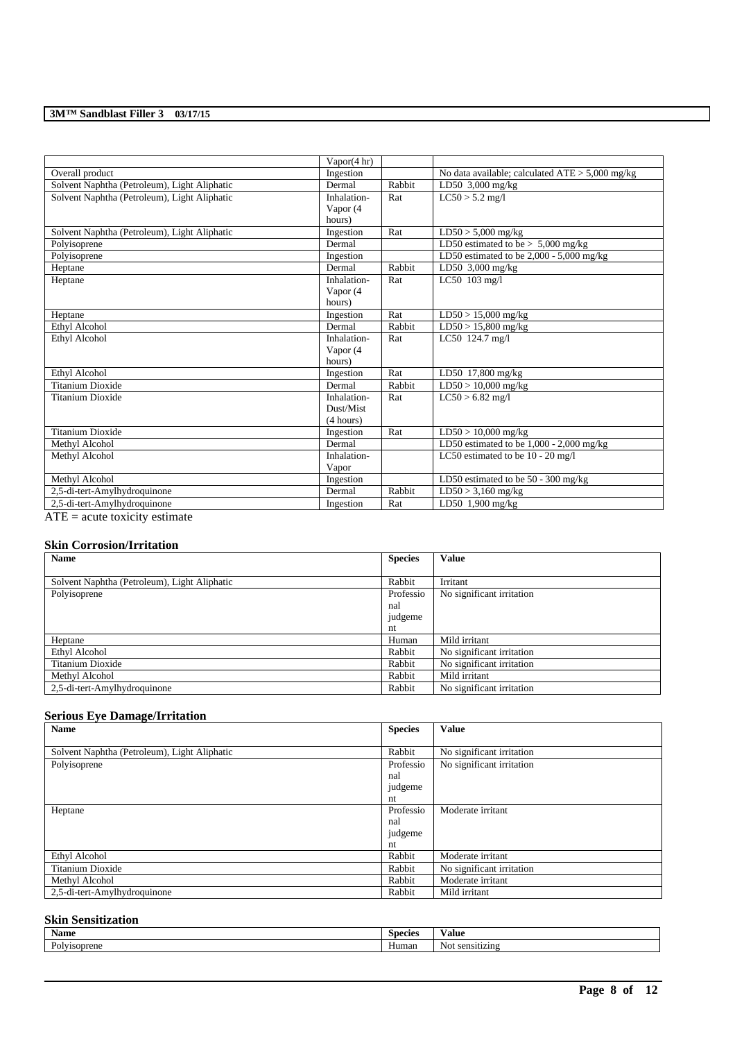| | | | |
|---|---|---|---|
| | Vapor(4 hr) | | |
| Overall product | Ingestion | | No data available; calculated ATE > 5,000 mg/kg |
| Solvent Naphtha (Petroleum), Light Aliphatic | Dermal | Rabbit | LD50 3,000 mg/kg |
| Solvent Naphtha (Petroleum), Light Aliphatic | Inhalation-Vapor (4 hours) | Rat | LC50 > 5.2 mg/l |
| Solvent Naphtha (Petroleum), Light Aliphatic | Ingestion | Rat | LD50 > 5,000 mg/kg |
| Polyisoprene | Dermal | | LD50 estimated to be > 5,000 mg/kg |
| Polyisoprene | Ingestion | | LD50 estimated to be 2,000 - 5,000 mg/kg |
| Heptane | Dermal | Rabbit | LD50 3,000 mg/kg |
| Heptane | Inhalation-Vapor (4 hours) | Rat | LC50 103 mg/l |
| Heptane | Ingestion | Rat | LD50 > 15,000 mg/kg |
| Ethyl Alcohol | Dermal | Rabbit | LD50 > 15,800 mg/kg |
| Ethyl Alcohol | Inhalation-Vapor (4 hours) | Rat | LC50 124.7 mg/l |
| Ethyl Alcohol | Ingestion | Rat | LD50 17,800 mg/kg |
| Titanium Dioxide | Dermal | Rabbit | LD50 > 10,000 mg/kg |
| Titanium Dioxide | Inhalation-Dust/Mist (4 hours) | Rat | LC50 > 6.82 mg/l |
| Titanium Dioxide | Ingestion | Rat | LD50 > 10,000 mg/kg |
| Methyl Alcohol | Dermal | | LD50 estimated to be 1,000 - 2,000 mg/kg |
| Methyl Alcohol | Inhalation-Vapor | | LC50 estimated to be 10 - 20 mg/l |
| Methyl Alcohol | Ingestion | | LD50 estimated to be 50 - 300 mg/kg |
| 2,5-di-tert-Amylhydroquinone | Dermal | Rabbit | LD50 > 3,160 mg/kg |
| 2,5-di-tert-Amylhydroquinone | Ingestion | Rat | LD50 1,900 mg/kg |

ATE = acute toxicity estimate

### Skin Corrosion/Irritation

| Name | Species | Value |
|---|---|---|
| Solvent Naphtha (Petroleum), Light Aliphatic | Rabbit | Irritant |
| Polyisoprene | Professional judgement | No significant irritation |
| Heptane | Human | Mild irritant |
| Ethyl Alcohol | Rabbit | No significant irritation |
| Titanium Dioxide | Rabbit | No significant irritation |
| Methyl Alcohol | Rabbit | Mild irritant |
| 2,5-di-tert-Amylhydroquinone | Rabbit | No significant irritation |

### Serious Eye Damage/Irritation

| Name | Species | Value |
|---|---|---|
| Solvent Naphtha (Petroleum), Light Aliphatic | Rabbit | No significant irritation |
| Polyisoprene | Professional judgement | No significant irritation |
| Heptane | Professional judgement | Moderate irritant |
| Ethyl Alcohol | Rabbit | Moderate irritant |
| Titanium Dioxide | Rabbit | No significant irritation |
| Methyl Alcohol | Rabbit | Moderate irritant |
| 2,5-di-tert-Amylhydroquinone | Rabbit | Mild irritant |

### Skin Sensitization

| Name | Species | Value |
|---|---|---|
| Polyisoprene | Human | Not sensitizing |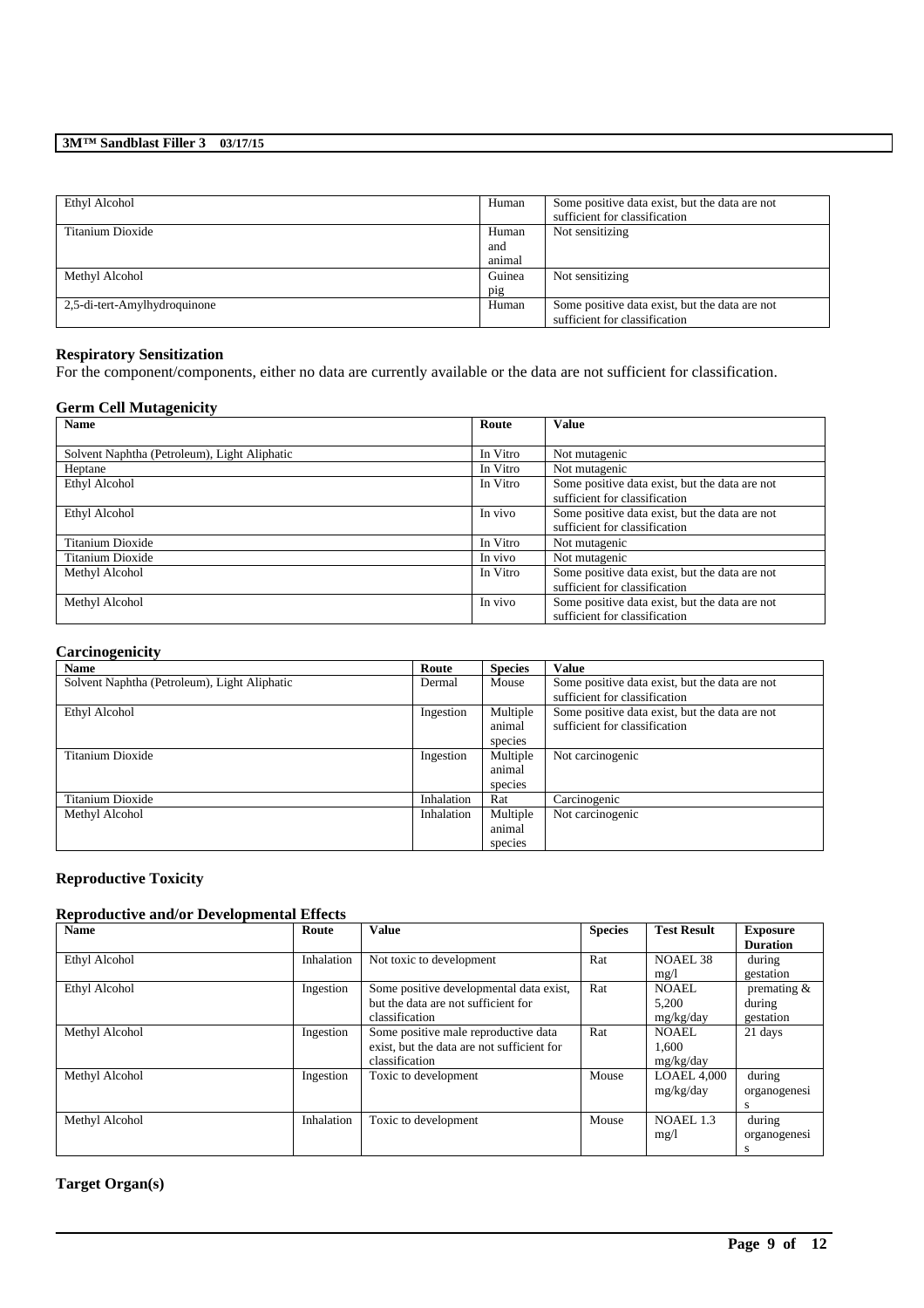| Ethyl Alcohol | Human | Some positive data exist, but the data are not sufficient for classification |
|---|---|---|
| Titanium Dioxide | Human and animal | Not sensitizing |
| Methyl Alcohol | Guinea pig | Not sensitizing |
| 2,5-di-tert-Amylhydroquinone | Human | Some positive data exist, but the data are not sufficient for classification |

### Respiratory Sensitization

For the component/components, either no data are currently available or the data are not sufficient for classification.

### Germ Cell Mutagenicity

| Name | Route | Value |
|---|---|---|
| Solvent Naphtha (Petroleum), Light Aliphatic | In Vitro | Not mutagenic |
| Heptane | In Vitro | Not mutagenic |
| Ethyl Alcohol | In Vitro | Some positive data exist, but the data are not sufficient for classification |
| Ethyl Alcohol | In vivo | Some positive data exist, but the data are not sufficient for classification |
| Titanium Dioxide | In Vitro | Not mutagenic |
| Titanium Dioxide | In vivo | Not mutagenic |
| Methyl Alcohol | In Vitro | Some positive data exist, but the data are not sufficient for classification |
| Methyl Alcohol | In vivo | Some positive data exist, but the data are not sufficient for classification |

### Carcinogenicity

| Name | Route | Species | Value |
|---|---|---|---|
| Solvent Naphtha (Petroleum), Light Aliphatic | Dermal | Mouse | Some positive data exist, but the data are not sufficient for classification |
| Ethyl Alcohol | Ingestion | Multiple animal species | Some positive data exist, but the data are not sufficient for classification |
| Titanium Dioxide | Ingestion | Multiple animal species | Not carcinogenic |
| Titanium Dioxide | Inhalation | Rat | Carcinogenic |
| Methyl Alcohol | Inhalation | Multiple animal species | Not carcinogenic |

### Reproductive Toxicity

### Reproductive and/or Developmental Effects

| Name | Route | Value | Species | Test Result | Exposure Duration |
|---|---|---|---|---|---|
| Ethyl Alcohol | Inhalation | Not toxic to development | Rat | NOAEL 38 mg/l | during gestation |
| Ethyl Alcohol | Ingestion | Some positive developmental data exist, but the data are not sufficient for classification | Rat | NOAEL 5,200 mg/kg/day | premating & during gestation |
| Methyl Alcohol | Ingestion | Some positive male reproductive data exist, but the data are not sufficient for classification | Rat | NOAEL 1,600 mg/kg/day | 21 days |
| Methyl Alcohol | Ingestion | Toxic to development | Mouse | LOAEL 4,000 mg/kg/day | during organogenesis |
| Methyl Alcohol | Inhalation | Toxic to development | Mouse | NOAEL 1.3 mg/l | during organogenesis |

### Target Organ(s)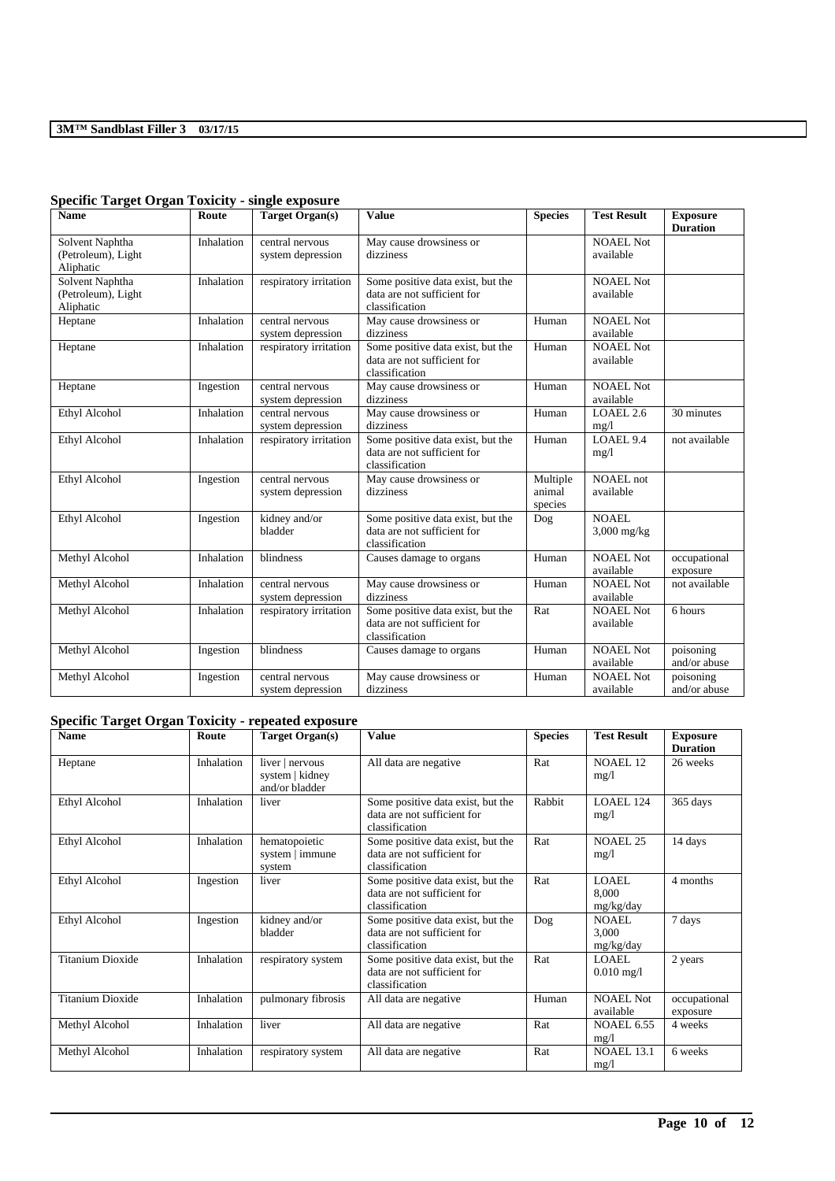### Specific Target Organ Toxicity - single exposure

| Name | Route | Target Organ(s) | Value | Species | Test Result | Exposure Duration |
|---|---|---|---|---|---|---|
| Solvent Naphtha (Petroleum), Light Aliphatic | Inhalation | central nervous system depression | May cause drowsiness or dizziness | | NOAEL Not available | |
| Solvent Naphtha (Petroleum), Light Aliphatic | Inhalation | respiratory irritation | Some positive data exist, but the data are not sufficient for classification | | NOAEL Not available | |
| Heptane | Inhalation | central nervous system depression | May cause drowsiness or dizziness | Human | NOAEL Not available | |
| Heptane | Inhalation | respiratory irritation | Some positive data exist, but the data are not sufficient for classification | Human | NOAEL Not available | |
| Heptane | Ingestion | central nervous system depression | May cause drowsiness or dizziness | Human | NOAEL Not available | |
| Ethyl Alcohol | Inhalation | central nervous system depression | May cause drowsiness or dizziness | Human | LOAEL 2.6 mg/l | 30 minutes |
| Ethyl Alcohol | Inhalation | respiratory irritation | Some positive data exist, but the data are not sufficient for classification | Human | LOAEL 9.4 mg/l | not available |
| Ethyl Alcohol | Ingestion | central nervous system depression | May cause drowsiness or dizziness | Multiple animal species | NOAEL not available | |
| Ethyl Alcohol | Ingestion | kidney and/or bladder | Some positive data exist, but the data are not sufficient for classification | Dog | NOAEL 3,000 mg/kg | |
| Methyl Alcohol | Inhalation | blindness | Causes damage to organs | Human | NOAEL Not available | occupational exposure |
| Methyl Alcohol | Inhalation | central nervous system depression | May cause drowsiness or dizziness | Human | NOAEL Not available | not available |
| Methyl Alcohol | Inhalation | respiratory irritation | Some positive data exist, but the data are not sufficient for classification | Rat | NOAEL Not available | 6 hours |
| Methyl Alcohol | Ingestion | blindness | Causes damage to organs | Human | NOAEL Not available | poisoning and/or abuse |
| Methyl Alcohol | Ingestion | central nervous system depression | May cause drowsiness or dizziness | Human | NOAEL Not available | poisoning and/or abuse |

### Specific Target Organ Toxicity - repeated exposure

| Name | Route | Target Organ(s) | Value | Species | Test Result | Exposure Duration |
|---|---|---|---|---|---|---|
| Heptane | Inhalation | liver \| nervous system \| kidney and/or bladder | All data are negative | Rat | NOAEL 12 mg/l | 26 weeks |
| Ethyl Alcohol | Inhalation | liver | Some positive data exist, but the data are not sufficient for classification | Rabbit | LOAEL 124 mg/l | 365 days |
| Ethyl Alcohol | Inhalation | hematopoietic system \| immune system | Some positive data exist, but the data are not sufficient for classification | Rat | NOAEL 25 mg/l | 14 days |
| Ethyl Alcohol | Ingestion | liver | Some positive data exist, but the data are not sufficient for classification | Rat | LOAEL 8,000 mg/kg/day | 4 months |
| Ethyl Alcohol | Ingestion | kidney and/or bladder | Some positive data exist, but the data are not sufficient for classification | Dog | NOAEL 3,000 mg/kg/day | 7 days |
| Titanium Dioxide | Inhalation | respiratory system | Some positive data exist, but the data are not sufficient for classification | Rat | LOAEL 0.010 mg/l | 2 years |
| Titanium Dioxide | Inhalation | pulmonary fibrosis | All data are negative | Human | NOAEL Not available | occupational exposure |
| Methyl Alcohol | Inhalation | liver | All data are negative | Rat | NOAEL 6.55 mg/l | 4 weeks |
| Methyl Alcohol | Inhalation | respiratory system | All data are negative | Rat | NOAEL 13.1 mg/l | 6 weeks |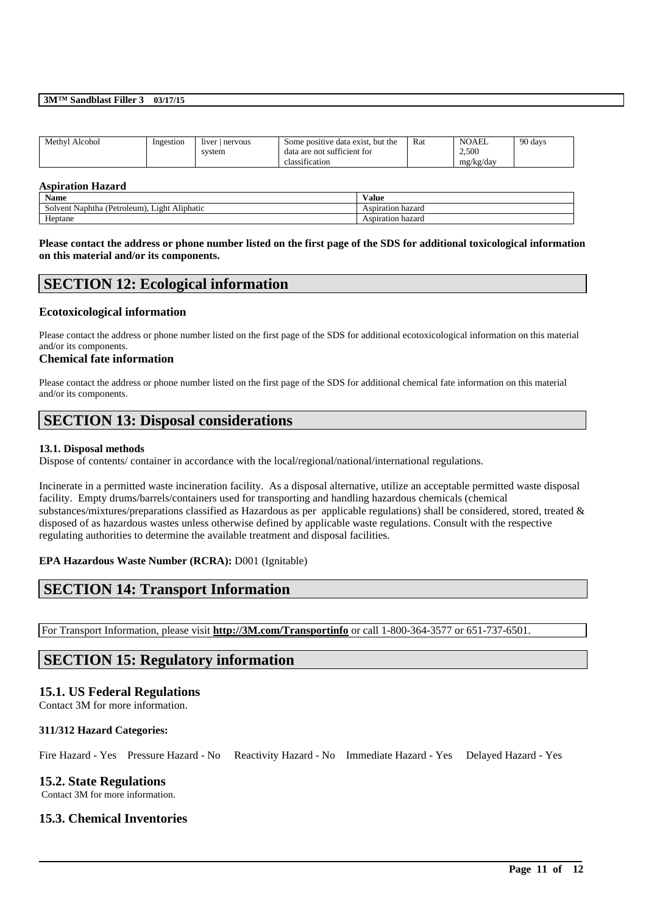| Methyl Alcohol | Ingestion | liver \| nervous system | Some positive data exist, but the data are not sufficient for classification | Rat | NOAEL 2,500 mg/kg/day | 90 days |
|---|---|---|---|---|---|---|

**Aspiration Hazard**

| Name | Value |
|---|---|
| Solvent Naphtha (Petroleum), Light Aliphatic | Aspiration hazard |
| Heptane | Aspiration hazard |

**Please contact the address or phone number listed on the first page of the SDS for additional toxicological information on this material and/or its components.**

## SECTION 12: Ecological information

### Ecotoxicological information

Please contact the address or phone number listed on the first page of the SDS for additional ecotoxicological information on this material and/or its components.

### Chemical fate information

Please contact the address or phone number listed on the first page of the SDS for additional chemical fate information on this material and/or its components.

## SECTION 13: Disposal considerations

**13.1. Disposal methods**

Dispose of contents/ container in accordance with the local/regional/national/international regulations.

Incinerate in a permitted waste incineration facility. As a disposal alternative, utilize an acceptable permitted waste disposal facility. Empty drums/barrels/containers used for transporting and handling hazardous chemicals (chemical substances/mixtures/preparations classified as Hazardous as per applicable regulations) shall be considered, stored, treated & disposed of as hazardous wastes unless otherwise defined by applicable waste regulations. Consult with the respective regulating authorities to determine the available treatment and disposal facilities.

**EPA Hazardous Waste Number (RCRA):** D001 (Ignitable)

## SECTION 14: Transport Information

For Transport Information, please visit **http://3M.com/Transportinfo** or call 1-800-364-3577 or 651-737-6501.

## SECTION 15: Regulatory information

### 15.1. US Federal Regulations

Contact 3M for more information.

**311/312 Hazard Categories:**

Fire Hazard - Yes    Pressure Hazard - No    Reactivity Hazard - No    Immediate Hazard - Yes    Delayed Hazard - Yes

### 15.2. State Regulations

Contact 3M for more information.

### 15.3. Chemical Inventories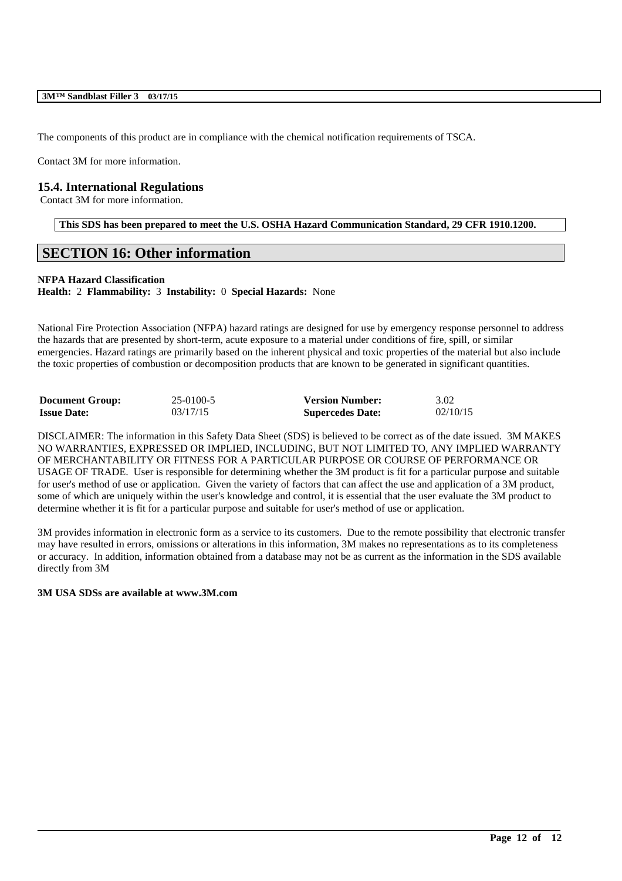The components of this product are in compliance with the chemical notification requirements of TSCA.

Contact 3M for more information.

### 15.4. International Regulations

Contact 3M for more information.

**This SDS has been prepared to meet the U.S. OSHA Hazard Communication Standard, 29 CFR 1910.1200.**

## SECTION 16: Other information

**NFPA Hazard Classification**
**Health:** 2 **Flammability:** 3 **Instability:** 0 **Special Hazards:** None

National Fire Protection Association (NFPA) hazard ratings are designed for use by emergency response personnel to address the hazards that are presented by short-term, acute exposure to a material under conditions of fire, spill, or similar emergencies. Hazard ratings are primarily based on the inherent physical and toxic properties of the material but also include the toxic properties of combustion or decomposition products that are known to be generated in significant quantities.

| | | | |
|---|---|---|---|
| **Document Group:** | 25-0100-5 | **Version Number:** | 3.02 |
| **Issue Date:** | 03/17/15 | **Supercedes Date:** | 02/10/15 |

DISCLAIMER: The information in this Safety Data Sheet (SDS) is believed to be correct as of the date issued. 3M MAKES NO WARRANTIES, EXPRESSED OR IMPLIED, INCLUDING, BUT NOT LIMITED TO, ANY IMPLIED WARRANTY OF MERCHANTABILITY OR FITNESS FOR A PARTICULAR PURPOSE OR COURSE OF PERFORMANCE OR USAGE OF TRADE. User is responsible for determining whether the 3M product is fit for a particular purpose and suitable for user's method of use or application. Given the variety of factors that can affect the use and application of a 3M product, some of which are uniquely within the user's knowledge and control, it is essential that the user evaluate the 3M product to determine whether it is fit for a particular purpose and suitable for user's method of use or application.

3M provides information in electronic form as a service to its customers. Due to the remote possibility that electronic transfer may have resulted in errors, omissions or alterations in this information, 3M makes no representations as to its completeness or accuracy. In addition, information obtained from a database may not be as current as the information in the SDS available directly from 3M

**3M USA SDSs are available at www.3M.com**